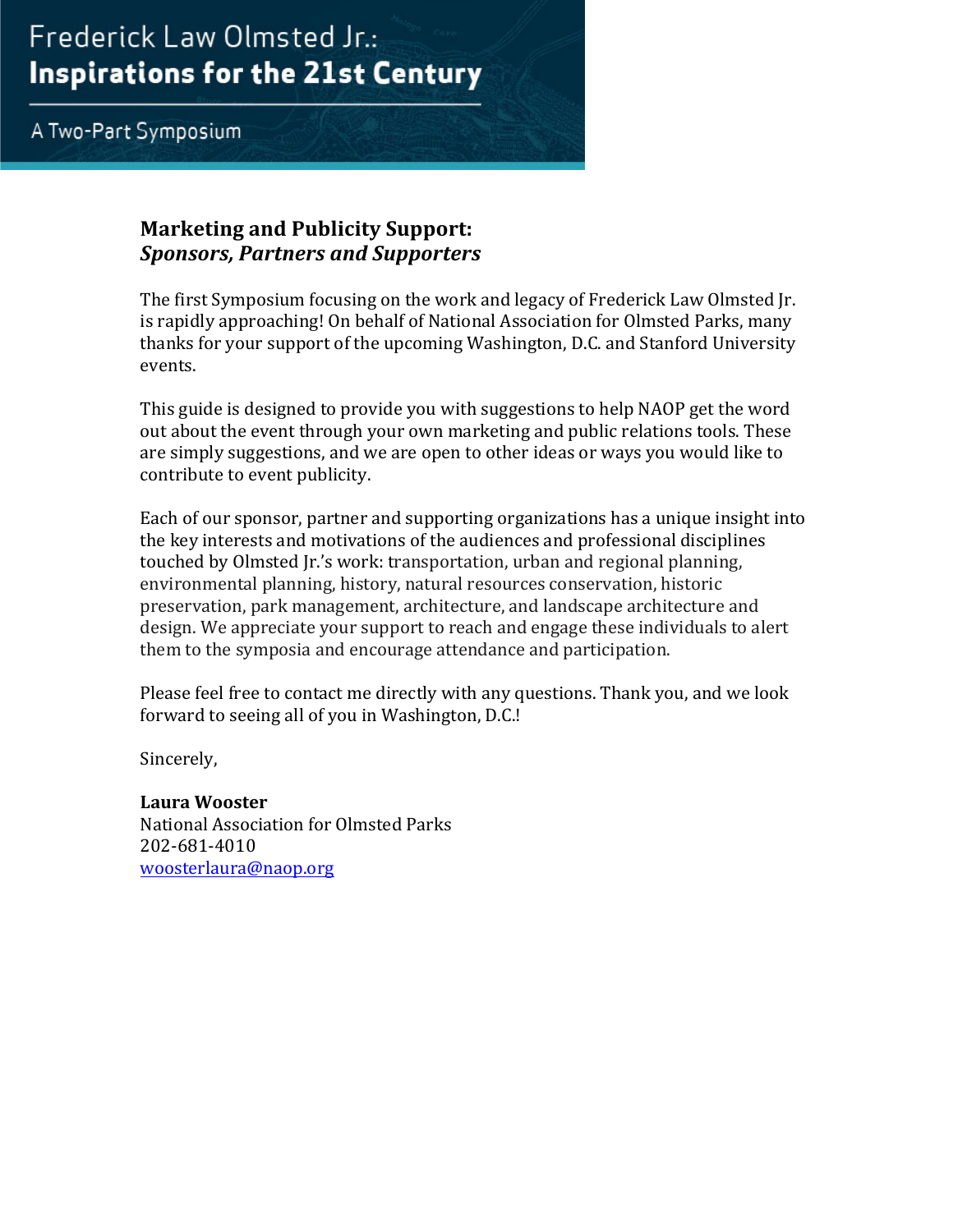# Frederick Law Olmsted Jr.: Inspirations for the 21st Century

A Two-Part Symposium

## Marketing and Publicity Support:
### *Sponsors, Partners and Supporters*

The first Symposium focusing on the work and legacy of Frederick Law Olmsted Jr. is rapidly approaching! On behalf of National Association for Olmsted Parks, many thanks for your support of the upcoming Washington, D.C. and Stanford University events.

This guide is designed to provide you with suggestions to help NAOP get the word out about the event through your own marketing and public relations tools. These are simply suggestions, and we are open to other ideas or ways you would like to contribute to event publicity.

Each of our sponsor, partner and supporting organizations has a unique insight into the key interests and motivations of the audiences and professional disciplines touched by Olmsted Jr.'s work: transportation, urban and regional planning, environmental planning, history, natural resources conservation, historic preservation, park management, architecture, and landscape architecture and design. We appreciate your support to reach and engage these individuals to alert them to the symposia and encourage attendance and participation.

Please feel free to contact me directly with any questions. Thank you, and we look forward to seeing all of you in Washington, D.C.!

Sincerely,

**Laura Wooster**
National Association for Olmsted Parks
202-681-4010
woosterlaura@naop.org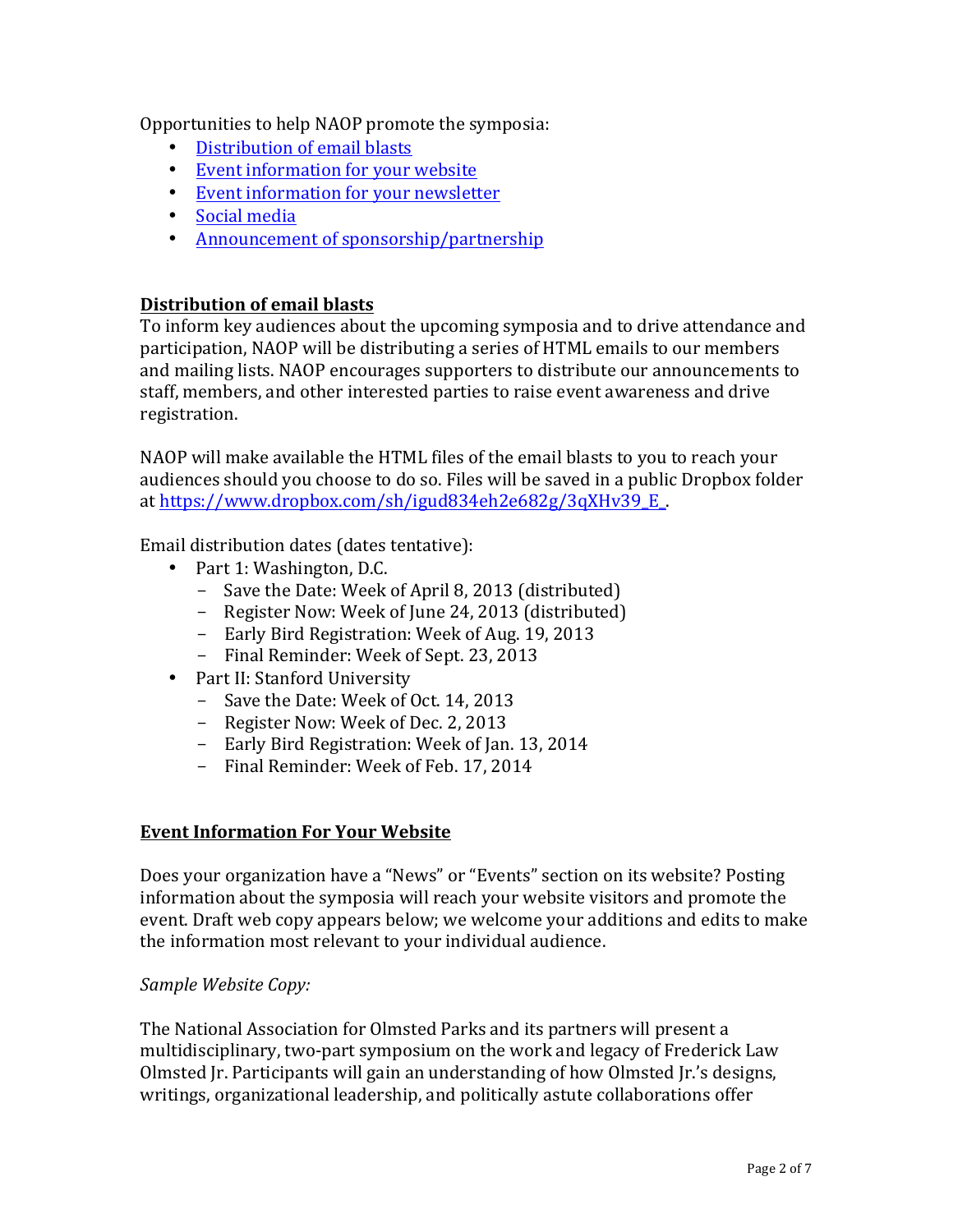Opportunities to help NAOP promote the symposia:

- Distribution of email blasts
- Event information for your website
- Event information for your newsletter
- Social media
- Announcement of sponsorship/partnership

**Distribution of email blasts**

To inform key audiences about the upcoming symposia and to drive attendance and participation, NAOP will be distributing a series of HTML emails to our members and mailing lists. NAOP encourages supporters to distribute our announcements to staff, members, and other interested parties to raise event awareness and drive registration.

NAOP will make available the HTML files of the email blasts to you to reach your audiences should you choose to do so. Files will be saved in a public Dropbox folder at https://www.dropbox.com/sh/igud834eh2e682g/3qXHv39_E_.

Email distribution dates (dates tentative):

- Part 1: Washington, D.C.
  - Save the Date: Week of April 8, 2013 (distributed)
  - Register Now: Week of June 24, 2013 (distributed)
  - Early Bird Registration: Week of Aug. 19, 2013
  - Final Reminder: Week of Sept. 23, 2013
- Part II: Stanford University
  - Save the Date: Week of Oct. 14, 2013
  - Register Now: Week of Dec. 2, 2013
  - Early Bird Registration: Week of Jan. 13, 2014
  - Final Reminder: Week of Feb. 17, 2014

**Event Information For Your Website**

Does your organization have a "News" or "Events" section on its website? Posting information about the symposia will reach your website visitors and promote the event. Draft web copy appears below; we welcome your additions and edits to make the information most relevant to your individual audience.

*Sample Website Copy:*

The National Association for Olmsted Parks and its partners will present a multidisciplinary, two-part symposium on the work and legacy of Frederick Law Olmsted Jr. Participants will gain an understanding of how Olmsted Jr.'s designs, writings, organizational leadership, and politically astute collaborations offer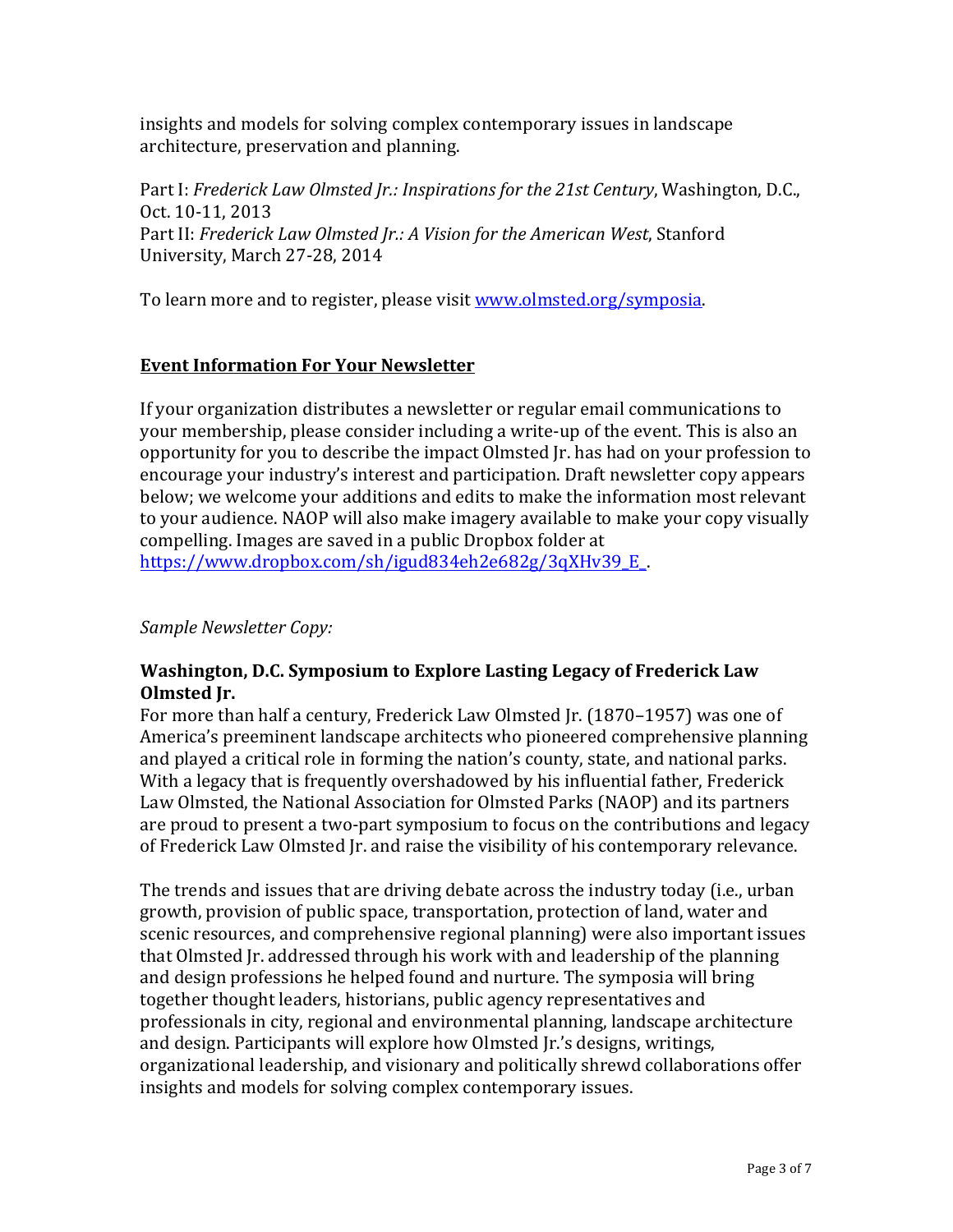insights and models for solving complex contemporary issues in landscape architecture, preservation and planning.

Part I: *Frederick Law Olmsted Jr.: Inspirations for the 21st Century*, Washington, D.C., Oct. 10-11, 2013
Part II: *Frederick Law Olmsted Jr.: A Vision for the American West*, Stanford University, March 27-28, 2014

To learn more and to register, please visit [www.olmsted.org/symposia](www.olmsted.org/symposia).

## Event Information For Your Newsletter

If your organization distributes a newsletter or regular email communications to your membership, please consider including a write-up of the event. This is also an opportunity for you to describe the impact Olmsted Jr. has had on your profession to encourage your industry's interest and participation. Draft newsletter copy appears below; we welcome your additions and edits to make the information most relevant to your audience. NAOP will also make imagery available to make your copy visually compelling. Images are saved in a public Dropbox folder at [https://www.dropbox.com/sh/igud834eh2e682g/3qXHv39_E_](https://www.dropbox.com/sh/igud834eh2e682g/3qXHv39_E_).

*Sample Newsletter Copy:*

### Washington, D.C. Symposium to Explore Lasting Legacy of Frederick Law Olmsted Jr.

For more than half a century, Frederick Law Olmsted Jr. (1870–1957) was one of America's preeminent landscape architects who pioneered comprehensive planning and played a critical role in forming the nation's county, state, and national parks. With a legacy that is frequently overshadowed by his influential father, Frederick Law Olmsted, the National Association for Olmsted Parks (NAOP) and its partners are proud to present a two-part symposium to focus on the contributions and legacy of Frederick Law Olmsted Jr. and raise the visibility of his contemporary relevance.

The trends and issues that are driving debate across the industry today (i.e., urban growth, provision of public space, transportation, protection of land, water and scenic resources, and comprehensive regional planning) were also important issues that Olmsted Jr. addressed through his work with and leadership of the planning and design professions he helped found and nurture. The symposia will bring together thought leaders, historians, public agency representatives and professionals in city, regional and environmental planning, landscape architecture and design. Participants will explore how Olmsted Jr.'s designs, writings, organizational leadership, and visionary and politically shrewd collaborations offer insights and models for solving complex contemporary issues.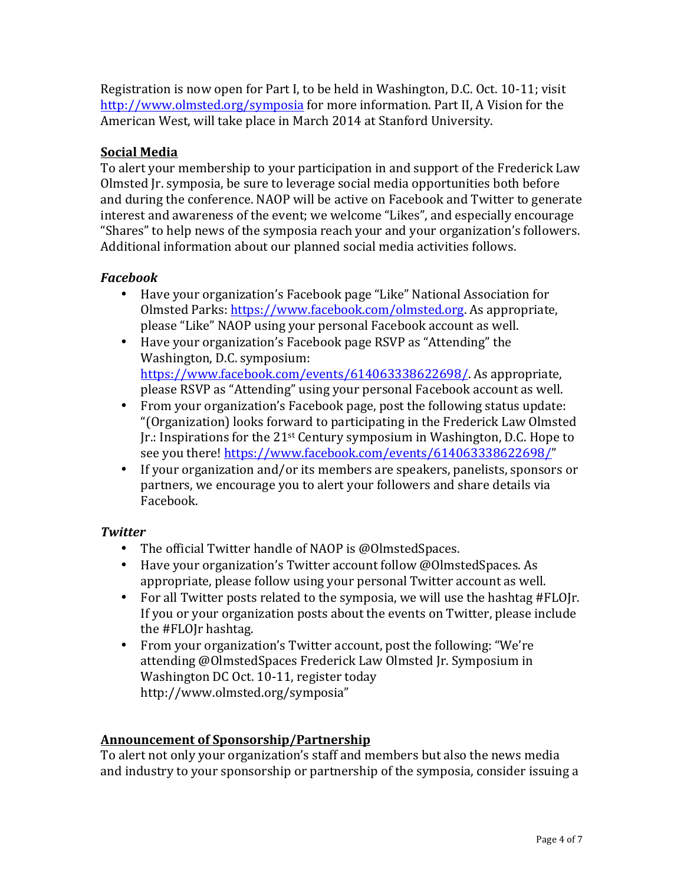Registration is now open for Part I, to be held in Washington, D.C. Oct. 10-11; visit [http://www.olmsted.org/symposia](http://www.olmsted.org/symposia) for more information. Part II, A Vision for the American West, will take place in March 2014 at Stanford University.

## Social Media

To alert your membership to your participation in and support of the Frederick Law Olmsted Jr. symposia, be sure to leverage social media opportunities both before and during the conference. NAOP will be active on Facebook and Twitter to generate interest and awareness of the event; we welcome "Likes", and especially encourage "Shares" to help news of the symposia reach your and your organization's followers. Additional information about our planned social media activities follows.

### *Facebook*

- Have your organization's Facebook page "Like" National Association for Olmsted Parks: [https://www.facebook.com/olmsted.org](https://www.facebook.com/olmsted.org). As appropriate, please "Like" NAOP using your personal Facebook account as well.
- Have your organization's Facebook page RSVP as "Attending" the Washington, D.C. symposium: [https://www.facebook.com/events/614063338622698/](https://www.facebook.com/events/614063338622698/). As appropriate, please RSVP as "Attending" using your personal Facebook account as well.
- From your organization's Facebook page, post the following status update: "(Organization) looks forward to participating in the Frederick Law Olmsted Jr.: Inspirations for the 21st Century symposium in Washington, D.C. Hope to see you there! [https://www.facebook.com/events/614063338622698/](https://www.facebook.com/events/614063338622698/)"
- If your organization and/or its members are speakers, panelists, sponsors or partners, we encourage you to alert your followers and share details via Facebook.

### *Twitter*

- The official Twitter handle of NAOP is @OlmstedSpaces.
- Have your organization's Twitter account follow @OlmstedSpaces. As appropriate, please follow using your personal Twitter account as well.
- For all Twitter posts related to the symposia, we will use the hashtag #FLOJr. If you or your organization posts about the events on Twitter, please include the #FLOJr hashtag.
- From your organization's Twitter account, post the following: "We're attending @OlmstedSpaces Frederick Law Olmsted Jr. Symposium in Washington DC Oct. 10-11, register today http://www.olmsted.org/symposia"

## Announcement of Sponsorship/Partnership

To alert not only your organization's staff and members but also the news media and industry to your sponsorship or partnership of the symposia, consider issuing a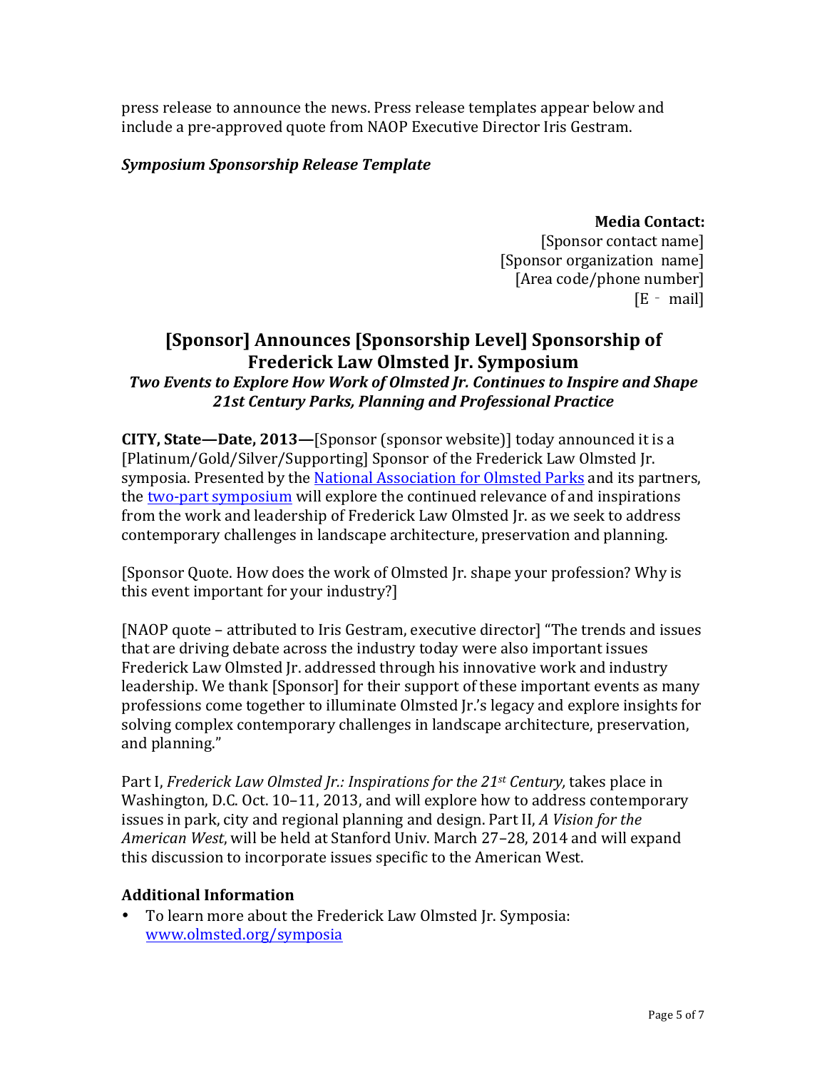press release to announce the news. Press release templates appear below and include a pre-approved quote from NAOP Executive Director Iris Gestram.

***Symposium Sponsorship Release Template***

**Media Contact:**
[Sponsor contact name]
[Sponsor organization name]
[Area code/phone number]
[E‐mail]

## [Sponsor] Announces [Sponsorship Level] Sponsorship of Frederick Law Olmsted Jr. Symposium

***Two Events to Explore How Work of Olmsted Jr. Continues to Inspire and Shape 21st Century Parks, Planning and Professional Practice***

**CITY, State—Date, 2013—**[Sponsor (sponsor website)] today announced it is a [Platinum/Gold/Silver/Supporting] Sponsor of the Frederick Law Olmsted Jr. symposia. Presented by the National Association for Olmsted Parks and its partners, the two-part symposium will explore the continued relevance of and inspirations from the work and leadership of Frederick Law Olmsted Jr. as we seek to address contemporary challenges in landscape architecture, preservation and planning.

[Sponsor Quote. How does the work of Olmsted Jr. shape your profession? Why is this event important for your industry?]

[NAOP quote – attributed to Iris Gestram, executive director] "The trends and issues that are driving debate across the industry today were also important issues Frederick Law Olmsted Jr. addressed through his innovative work and industry leadership. We thank [Sponsor] for their support of these important events as many professions come together to illuminate Olmsted Jr.'s legacy and explore insights for solving complex contemporary challenges in landscape architecture, preservation, and planning."

Part I, *Frederick Law Olmsted Jr.: Inspirations for the 21st Century,* takes place in Washington, D.C. Oct. 10–11, 2013, and will explore how to address contemporary issues in park, city and regional planning and design. Part II, *A Vision for the American West*, will be held at Stanford Univ. March 27–28, 2014 and will expand this discussion to incorporate issues specific to the American West.

**Additional Information**

- To learn more about the Frederick Law Olmsted Jr. Symposia: www.olmsted.org/symposia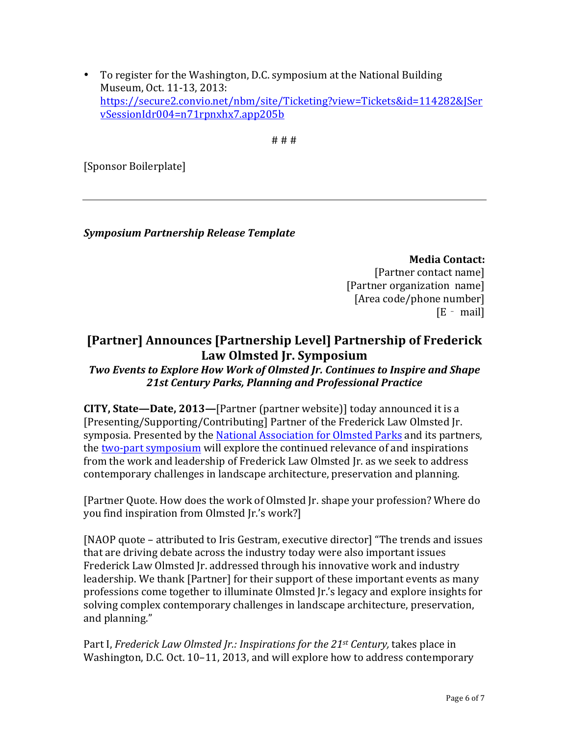- To register for the Washington, D.C. symposium at the National Building Museum, Oct. 11-13, 2013: [https://secure2.convio.net/nbm/site/Ticketing?view=Tickets&id=114282&JServSessionIdr004=n71rpnxhx7.app205b](https://secure2.convio.net/nbm/site/Ticketing?view=Tickets&id=114282&JServSessionIdr004=n71rpnxhx7.app205b)

# # #

[Sponsor Boilerplate]

---

***Symposium Partnership Release Template***

**Media Contact:**
[Partner contact name]
[Partner organization name]
[Area code/phone number]
[E‐mail]

## [Partner] Announces [Partnership Level] Partnership of Frederick Law Olmsted Jr. Symposium

***Two Events to Explore How Work of Olmsted Jr. Continues to Inspire and Shape 21st Century Parks, Planning and Professional Practice***

**CITY, State—Date, 2013—**[Partner (partner website)] today announced it is a [Presenting/Supporting/Contributing] Partner of the Frederick Law Olmsted Jr. symposia. Presented by the National Association for Olmsted Parks and its partners, the two-part symposium will explore the continued relevance of and inspirations from the work and leadership of Frederick Law Olmsted Jr. as we seek to address contemporary challenges in landscape architecture, preservation and planning.

[Partner Quote. How does the work of Olmsted Jr. shape your profession? Where do you find inspiration from Olmsted Jr.'s work?]

[NAOP quote – attributed to Iris Gestram, executive director] "The trends and issues that are driving debate across the industry today were also important issues Frederick Law Olmsted Jr. addressed through his innovative work and industry leadership. We thank [Partner] for their support of these important events as many professions come together to illuminate Olmsted Jr.'s legacy and explore insights for solving complex contemporary challenges in landscape architecture, preservation, and planning."

Part I, *Frederick Law Olmsted Jr.: Inspirations for the 21st Century,* takes place in Washington, D.C. Oct. 10–11, 2013, and will explore how to address contemporary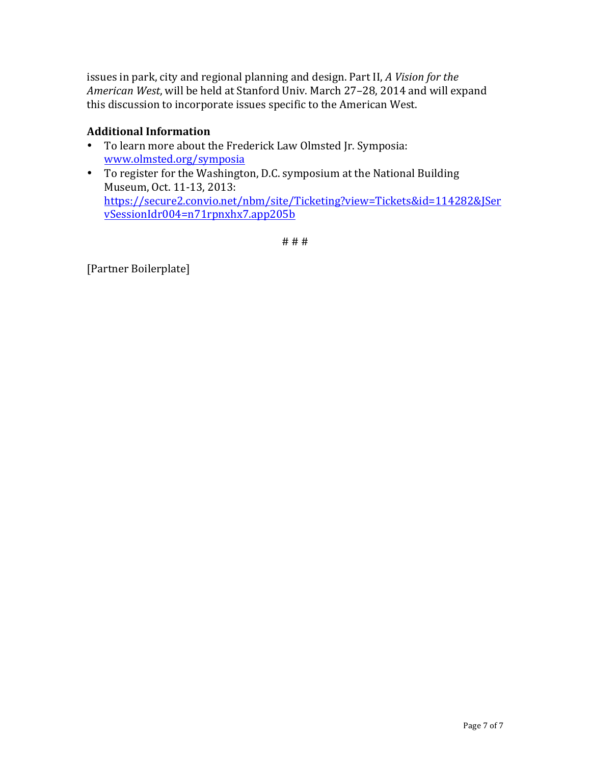issues in park, city and regional planning and design. Part II, *A Vision for the American West*, will be held at Stanford Univ. March 27–28, 2014 and will expand this discussion to incorporate issues specific to the American West.

**Additional Information**

- To learn more about the Frederick Law Olmsted Jr. Symposia: [www.olmsted.org/symposia](www.olmsted.org/symposia)
- To register for the Washington, D.C. symposium at the National Building Museum, Oct. 11-13, 2013: [https://secure2.convio.net/nbm/site/Ticketing?view=Tickets&id=114282&JServSessionIdr004=n71rpnxhx7.app205b](https://secure2.convio.net/nbm/site/Ticketing?view=Tickets&id=114282&JServSessionIdr004=n71rpnxhx7.app205b)

# # #

[Partner Boilerplate]